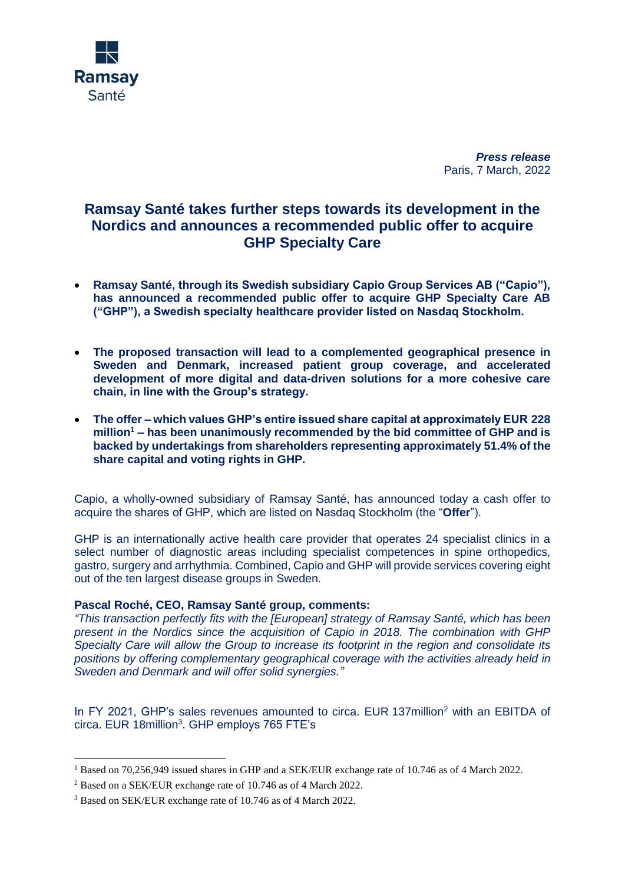Ramsay
Santé

***Press release***
Paris, 7 March, 2022

# Ramsay Santé takes further steps towards its development in the Nordics and announces a recommended public offer to acquire GHP Specialty Care

- **Ramsay Santé, through its Swedish subsidiary Capio Group Services AB ("Capio"), has announced a recommended public offer to acquire GHP Specialty Care AB ("GHP"), a Swedish specialty healthcare provider listed on Nasdaq Stockholm.**

- **The proposed transaction will lead to a complemented geographical presence in Sweden and Denmark, increased patient group coverage, and accelerated development of more digital and data-driven solutions for a more cohesive care chain, in line with the Group's strategy.**

- **The offer – which values GHP's entire issued share capital at approximately EUR 228 million[1] – has been unanimously recommended by the bid committee of GHP and is backed by undertakings from shareholders representing approximately 51.4% of the share capital and voting rights in GHP.**

Capio, a wholly-owned subsidiary of Ramsay Santé, has announced today a cash offer to acquire the shares of GHP, which are listed on Nasdaq Stockholm (the "**Offer**").

GHP is an internationally active health care provider that operates 24 specialist clinics in a select number of diagnostic areas including specialist competences in spine orthopedics, gastro, surgery and arrhythmia. Combined, Capio and GHP will provide services covering eight out of the ten largest disease groups in Sweden.

**Pascal Roché, CEO, Ramsay Santé group, comments:**

*"This transaction perfectly fits with the [European] strategy of Ramsay Santé, which has been present in the Nordics since the acquisition of Capio in 2018. The combination with GHP Specialty Care will allow the Group to increase its footprint in the region and consolidate its positions by offering complementary geographical coverage with the activities already held in Sweden and Denmark and will offer solid synergies."*

In FY 2021, GHP's sales revenues amounted to circa. EUR 137million[2] with an EBITDA of circa. EUR 18million[3]. GHP employs 765 FTE's

---

[1] Based on 70,256,949 issued shares in GHP and a SEK/EUR exchange rate of 10.746 as of 4 March 2022.

[2] Based on a SEK/EUR exchange rate of 10.746 as of 4 March 2022.

[3] Based on SEK/EUR exchange rate of 10.746 as of 4 March 2022.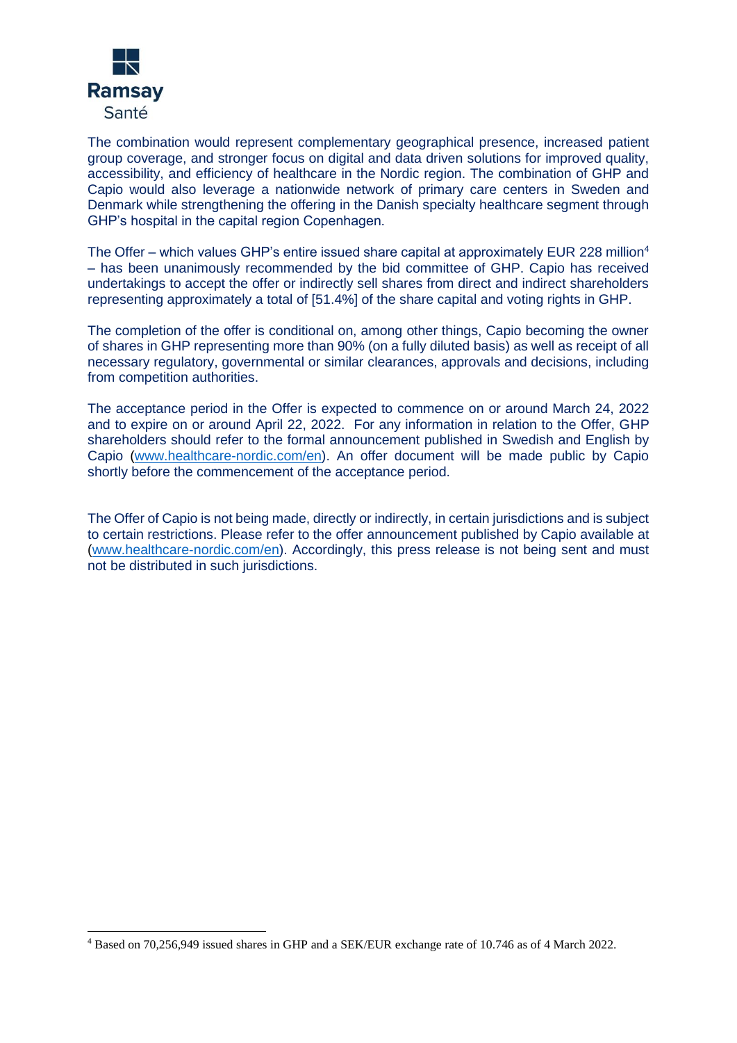The combination would represent complementary geographical presence, increased patient group coverage, and stronger focus on digital and data driven solutions for improved quality, accessibility, and efficiency of healthcare in the Nordic region. The combination of GHP and Capio would also leverage a nationwide network of primary care centers in Sweden and Denmark while strengthening the offering in the Danish specialty healthcare segment through GHP's hospital in the capital region Copenhagen.

The Offer – which values GHP's entire issued share capital at approximately EUR 228 million[4] – has been unanimously recommended by the bid committee of GHP. Capio has received undertakings to accept the offer or indirectly sell shares from direct and indirect shareholders representing approximately a total of [51.4%] of the share capital and voting rights in GHP.

The completion of the offer is conditional on, among other things, Capio becoming the owner of shares in GHP representing more than 90% (on a fully diluted basis) as well as receipt of all necessary regulatory, governmental or similar clearances, approvals and decisions, including from competition authorities.

The acceptance period in the Offer is expected to commence on or around March 24, 2022 and to expire on or around April 22, 2022. For any information in relation to the Offer, GHP shareholders should refer to the formal announcement published in Swedish and English by Capio (www.healthcare-nordic.com/en). An offer document will be made public by Capio shortly before the commencement of the acceptance period.

The Offer of Capio is not being made, directly or indirectly, in certain jurisdictions and is subject to certain restrictions. Please refer to the offer announcement published by Capio available at (www.healthcare-nordic.com/en). Accordingly, this press release is not being sent and must not be distributed in such jurisdictions.

---

[4] Based on 70,256,949 issued shares in GHP and a SEK/EUR exchange rate of 10.746 as of 4 March 2022.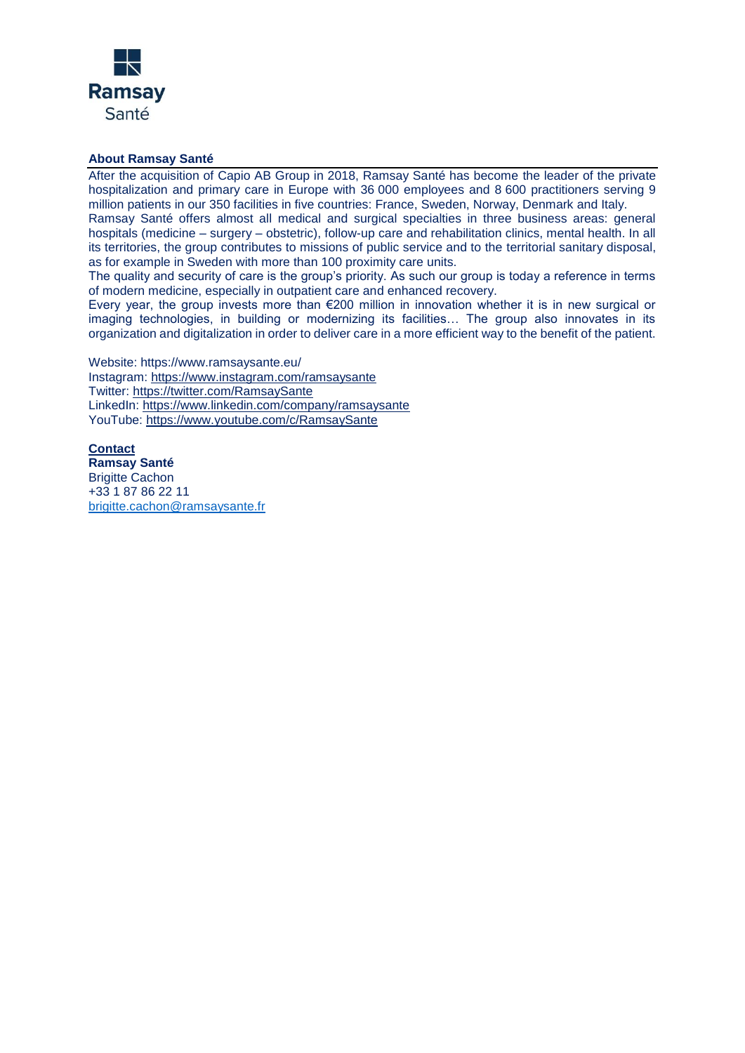Ramsay
Santé

## About Ramsay Santé

After the acquisition of Capio AB Group in 2018, Ramsay Santé has become the leader of the private hospitalization and primary care in Europe with 36 000 employees and 8 600 practitioners serving 9 million patients in our 350 facilities in five countries: France, Sweden, Norway, Denmark and Italy.

Ramsay Santé offers almost all medical and surgical specialties in three business areas: general hospitals (medicine – surgery – obstetric), follow-up care and rehabilitation clinics, mental health. In all its territories, the group contributes to missions of public service and to the territorial sanitary disposal, as for example in Sweden with more than 100 proximity care units.

The quality and security of care is the group's priority. As such our group is today a reference in terms of modern medicine, especially in outpatient care and enhanced recovery.

Every year, the group invests more than €200 million in innovation whether it is in new surgical or imaging technologies, in building or modernizing its facilities… The group also innovates in its organization and digitalization in order to deliver care in a more efficient way to the benefit of the patient.

Website: https://www.ramsaysante.eu/
Instagram: https://www.instagram.com/ramsaysante
Twitter: https://twitter.com/RamsaySante
LinkedIn: https://www.linkedin.com/company/ramsaysante
YouTube: https://www.youtube.com/c/RamsaySante

**Contact**
**Ramsay Santé**
Brigitte Cachon
+33 1 87 86 22 11
brigitte.cachon@ramsaysante.fr